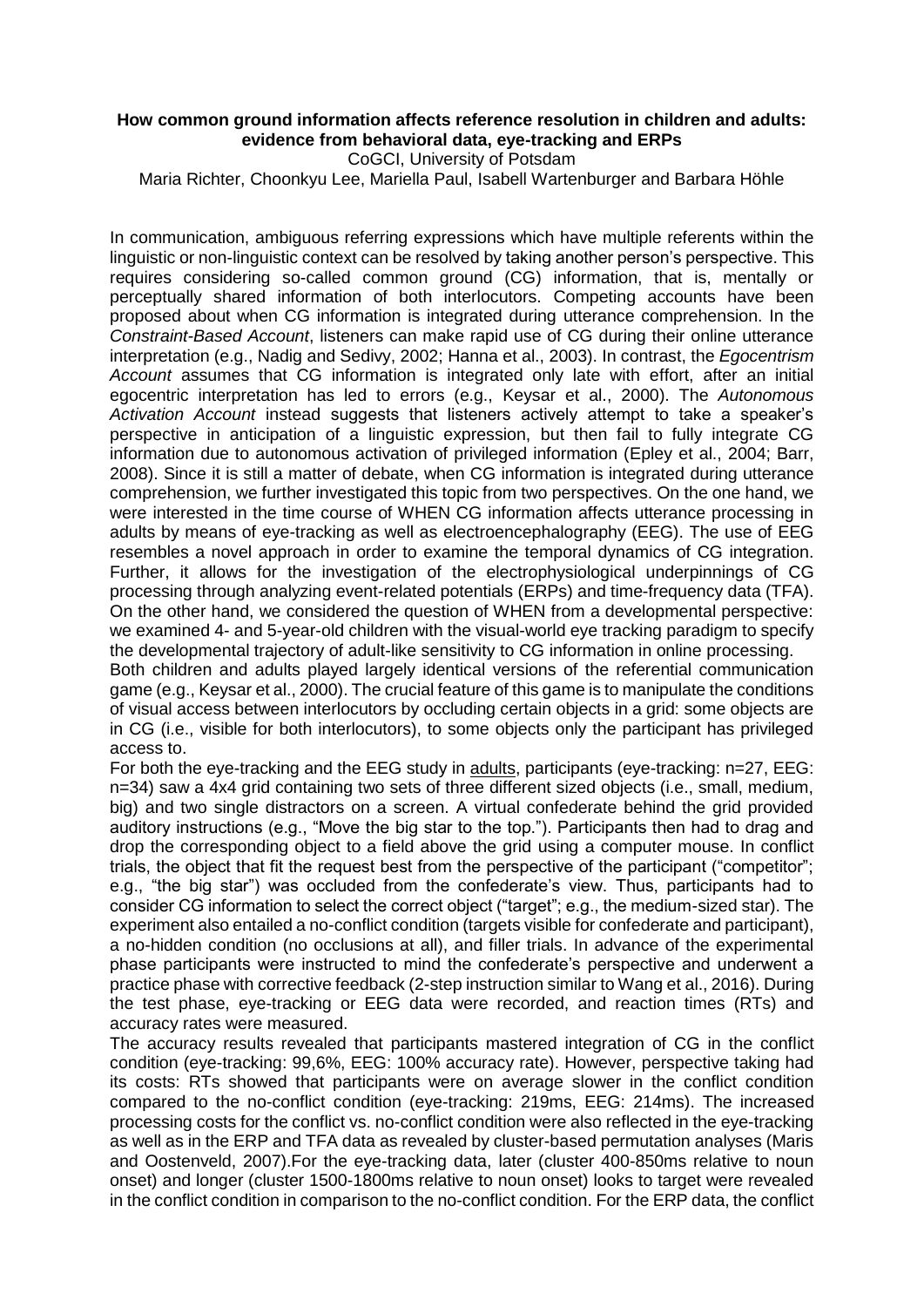**How common ground information affects reference resolution in children and adults: evidence from behavioral data, eye-tracking and ERPs**

CoGCI, University of Potsdam

Maria Richter, Choonkyu Lee, Mariella Paul, Isabell Wartenburger and Barbara Höhle

In communication, ambiguous referring expressions which have multiple referents within the linguistic or non-linguistic context can be resolved by taking another person's perspective. This requires considering so-called common ground (CG) information, that is, mentally or perceptually shared information of both interlocutors. Competing accounts have been proposed about when CG information is integrated during utterance comprehension. In the *Constraint-Based Account*, listeners can make rapid use of CG during their online utterance interpretation (e.g., Nadig and Sedivy, 2002; Hanna et al., 2003). In contrast, the *Egocentrism Account* assumes that CG information is integrated only late with effort, after an initial egocentric interpretation has led to errors (e.g., Keysar et al., 2000). The *Autonomous Activation Account* instead suggests that listeners actively attempt to take a speaker's perspective in anticipation of a linguistic expression, but then fail to fully integrate CG information due to autonomous activation of privileged information (Epley et al., 2004; Barr, 2008). Since it is still a matter of debate, when CG information is integrated during utterance comprehension, we further investigated this topic from two perspectives. On the one hand, we were interested in the time course of WHEN CG information affects utterance processing in adults by means of eye-tracking as well as electroencephalography (EEG). The use of EEG resembles a novel approach in order to examine the temporal dynamics of CG integration. Further, it allows for the investigation of the electrophysiological underpinnings of CG processing through analyzing event-related potentials (ERPs) and time-frequency data (TFA). On the other hand, we considered the question of WHEN from a developmental perspective: we examined 4- and 5-year-old children with the visual-world eye tracking paradigm to specify the developmental trajectory of adult-like sensitivity to CG information in online processing.

Both children and adults played largely identical versions of the referential communication game (e.g., Keysar et al., 2000). The crucial feature of this game is to manipulate the conditions of visual access between interlocutors by occluding certain objects in a grid: some objects are in CG (i.e., visible for both interlocutors), to some objects only the participant has privileged access to.

For both the eye-tracking and the EEG study in adults, participants (eye-tracking: n=27, EEG: n=34) saw a 4x4 grid containing two sets of three different sized objects (i.e., small, medium, big) and two single distractors on a screen. A virtual confederate behind the grid provided auditory instructions (e.g., "Move the big star to the top."). Participants then had to drag and drop the corresponding object to a field above the grid using a computer mouse. In conflict trials, the object that fit the request best from the perspective of the participant ("competitor"; e.g., "the big star") was occluded from the confederate's view. Thus, participants had to consider CG information to select the correct object ("target"; e.g., the medium-sized star). The experiment also entailed a no-conflict condition (targets visible for confederate and participant), a no-hidden condition (no occlusions at all), and filler trials. In advance of the experimental phase participants were instructed to mind the confederate's perspective and underwent a practice phase with corrective feedback (2-step instruction similar to Wang et al., 2016). During the test phase, eye-tracking or EEG data were recorded, and reaction times (RTs) and accuracy rates were measured.

The accuracy results revealed that participants mastered integration of CG in the conflict condition (eye-tracking: 99,6%, EEG: 100% accuracy rate). However, perspective taking had its costs: RTs showed that participants were on average slower in the conflict condition compared to the no-conflict condition (eye-tracking: 219ms, EEG: 214ms). The increased processing costs for the conflict vs. no-conflict condition were also reflected in the eye-tracking as well as in the ERP and TFA data as revealed by cluster-based permutation analyses (Maris and Oostenveld, 2007).For the eye-tracking data, later (cluster 400-850ms relative to noun onset) and longer (cluster 1500-1800ms relative to noun onset) looks to target were revealed in the conflict condition in comparison to the no-conflict condition. For the ERP data, the conflict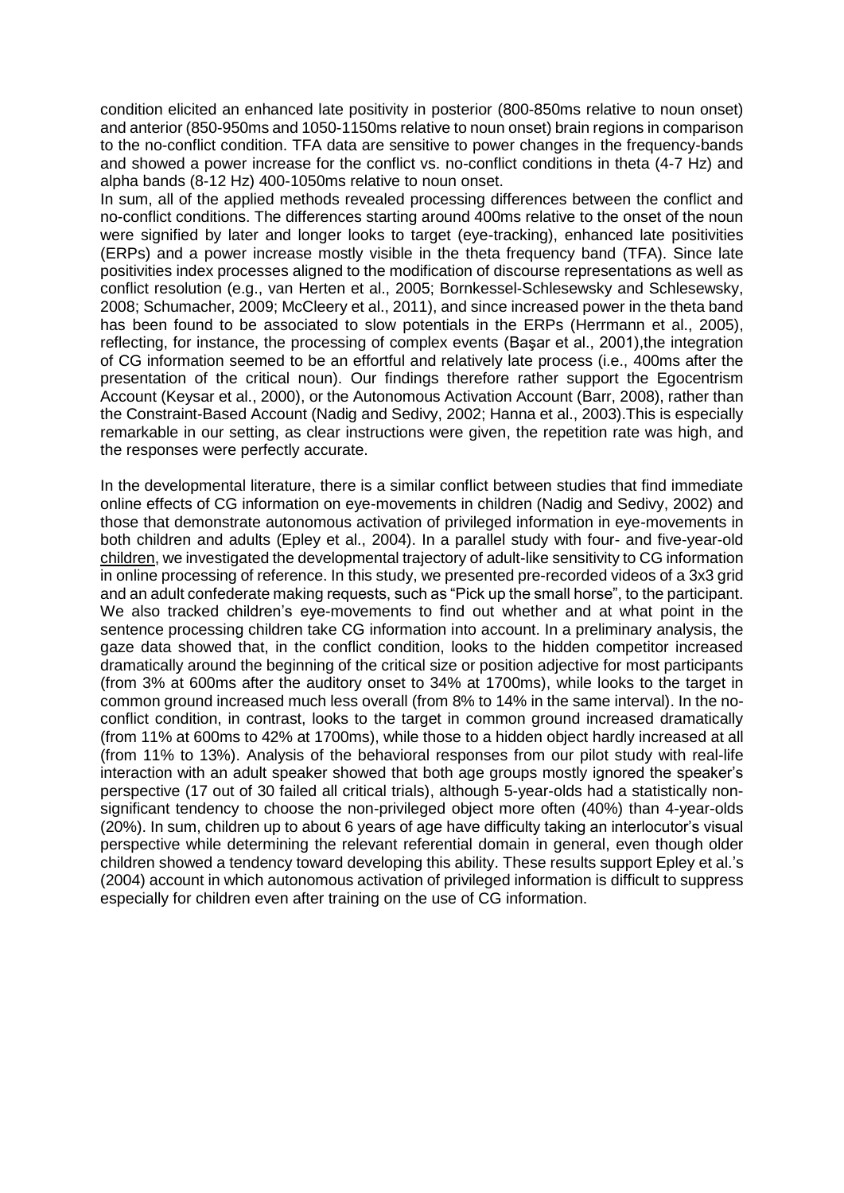condition elicited an enhanced late positivity in posterior (800-850ms relative to noun onset) and anterior (850-950ms and 1050-1150ms relative to noun onset) brain regions in comparison to the no-conflict condition. TFA data are sensitive to power changes in the frequency-bands and showed a power increase for the conflict vs. no-conflict conditions in theta (4-7 Hz) and alpha bands (8-12 Hz) 400-1050ms relative to noun onset.

In sum, all of the applied methods revealed processing differences between the conflict and no-conflict conditions. The differences starting around 400ms relative to the onset of the noun were signified by later and longer looks to target (eye-tracking), enhanced late positivities (ERPs) and a power increase mostly visible in the theta frequency band (TFA). Since late positivities index processes aligned to the modification of discourse representations as well as conflict resolution (e.g., van Herten et al., 2005; Bornkessel-Schlesewsky and Schlesewsky, 2008; Schumacher, 2009; McCleery et al., 2011), and since increased power in the theta band has been found to be associated to slow potentials in the ERPs (Herrmann et al., 2005), reflecting, for instance, the processing of complex events (Başar et al., 2001),the integration of CG information seemed to be an effortful and relatively late process (i.e., 400ms after the presentation of the critical noun). Our findings therefore rather support the Egocentrism Account (Keysar et al., 2000), or the Autonomous Activation Account (Barr, 2008), rather than the Constraint-Based Account (Nadig and Sedivy, 2002; Hanna et al., 2003).This is especially remarkable in our setting, as clear instructions were given, the repetition rate was high, and the responses were perfectly accurate.

In the developmental literature, there is a similar conflict between studies that find immediate online effects of CG information on eye-movements in children (Nadig and Sedivy, 2002) and those that demonstrate autonomous activation of privileged information in eye-movements in both children and adults (Epley et al., 2004). In a parallel study with four- and five-year-old children, we investigated the developmental trajectory of adult-like sensitivity to CG information in online processing of reference. In this study, we presented pre-recorded videos of a 3x3 grid and an adult confederate making requests, such as "Pick up the small horse", to the participant. We also tracked children's eye-movements to find out whether and at what point in the sentence processing children take CG information into account. In a preliminary analysis, the gaze data showed that, in the conflict condition, looks to the hidden competitor increased dramatically around the beginning of the critical size or position adjective for most participants (from 3% at 600ms after the auditory onset to 34% at 1700ms), while looks to the target in common ground increased much less overall (from 8% to 14% in the same interval). In the no-conflict condition, in contrast, looks to the target in common ground increased dramatically (from 11% at 600ms to 42% at 1700ms), while those to a hidden object hardly increased at all (from 11% to 13%). Analysis of the behavioral responses from our pilot study with real-life interaction with an adult speaker showed that both age groups mostly ignored the speaker's perspective (17 out of 30 failed all critical trials), although 5-year-olds had a statistically non-significant tendency to choose the non-privileged object more often (40%) than 4-year-olds (20%). In sum, children up to about 6 years of age have difficulty taking an interlocutor's visual perspective while determining the relevant referential domain in general, even though older children showed a tendency toward developing this ability. These results support Epley et al.'s (2004) account in which autonomous activation of privileged information is difficult to suppress especially for children even after training on the use of CG information.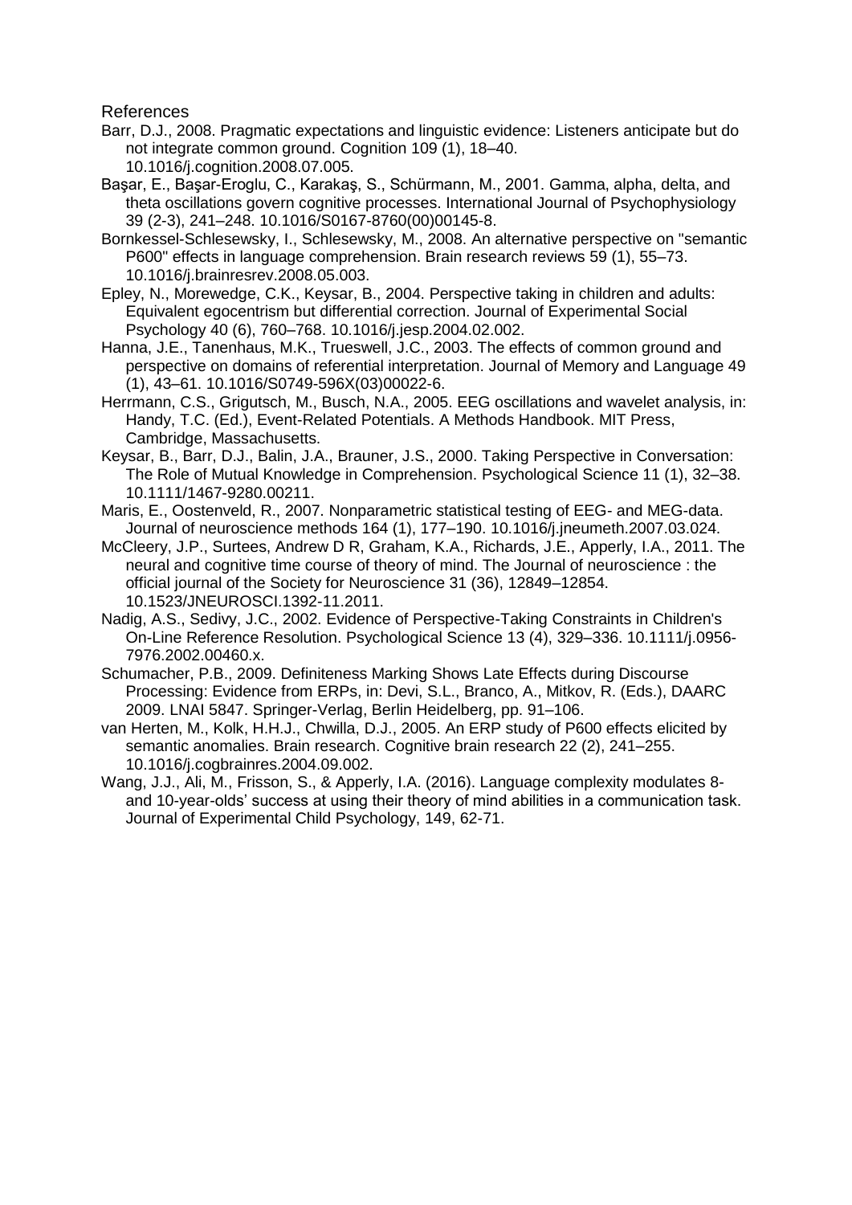References

Barr, D.J., 2008. Pragmatic expectations and linguistic evidence: Listeners anticipate but do not integrate common ground. Cognition 109 (1), 18–40. 10.1016/j.cognition.2008.07.005.

Başar, E., Başar-Eroglu, C., Karakaş, S., Schürmann, M., 2001. Gamma, alpha, delta, and theta oscillations govern cognitive processes. International Journal of Psychophysiology 39 (2-3), 241–248. 10.1016/S0167-8760(00)00145-8.

Bornkessel-Schlesewsky, I., Schlesewsky, M., 2008. An alternative perspective on "semantic P600" effects in language comprehension. Brain research reviews 59 (1), 55–73. 10.1016/j.brainresrev.2008.05.003.

Epley, N., Morewedge, C.K., Keysar, B., 2004. Perspective taking in children and adults: Equivalent egocentrism but differential correction. Journal of Experimental Social Psychology 40 (6), 760–768. 10.1016/j.jesp.2004.02.002.

Hanna, J.E., Tanenhaus, M.K., Trueswell, J.C., 2003. The effects of common ground and perspective on domains of referential interpretation. Journal of Memory and Language 49 (1), 43–61. 10.1016/S0749-596X(03)00022-6.

Herrmann, C.S., Grigutsch, M., Busch, N.A., 2005. EEG oscillations and wavelet analysis, in: Handy, T.C. (Ed.), Event-Related Potentials. A Methods Handbook. MIT Press, Cambridge, Massachusetts.

Keysar, B., Barr, D.J., Balin, J.A., Brauner, J.S., 2000. Taking Perspective in Conversation: The Role of Mutual Knowledge in Comprehension. Psychological Science 11 (1), 32–38. 10.1111/1467-9280.00211.

Maris, E., Oostenveld, R., 2007. Nonparametric statistical testing of EEG- and MEG-data. Journal of neuroscience methods 164 (1), 177–190. 10.1016/j.jneumeth.2007.03.024.

McCleery, J.P., Surtees, Andrew D R, Graham, K.A., Richards, J.E., Apperly, I.A., 2011. The neural and cognitive time course of theory of mind. The Journal of neuroscience : the official journal of the Society for Neuroscience 31 (36), 12849–12854. 10.1523/JNEUROSCI.1392-11.2011.

Nadig, A.S., Sedivy, J.C., 2002. Evidence of Perspective-Taking Constraints in Children's On-Line Reference Resolution. Psychological Science 13 (4), 329–336. 10.1111/j.0956-7976.2002.00460.x.

Schumacher, P.B., 2009. Definiteness Marking Shows Late Effects during Discourse Processing: Evidence from ERPs, in: Devi, S.L., Branco, A., Mitkov, R. (Eds.), DAARC 2009. LNAI 5847. Springer-Verlag, Berlin Heidelberg, pp. 91–106.

van Herten, M., Kolk, H.H.J., Chwilla, D.J., 2005. An ERP study of P600 effects elicited by semantic anomalies. Brain research. Cognitive brain research 22 (2), 241–255. 10.1016/j.cogbrainres.2004.09.002.

Wang, J.J., Ali, M., Frisson, S., & Apperly, I.A. (2016). Language complexity modulates 8- and 10-year-olds' success at using their theory of mind abilities in a communication task. Journal of Experimental Child Psychology, 149, 62-71.